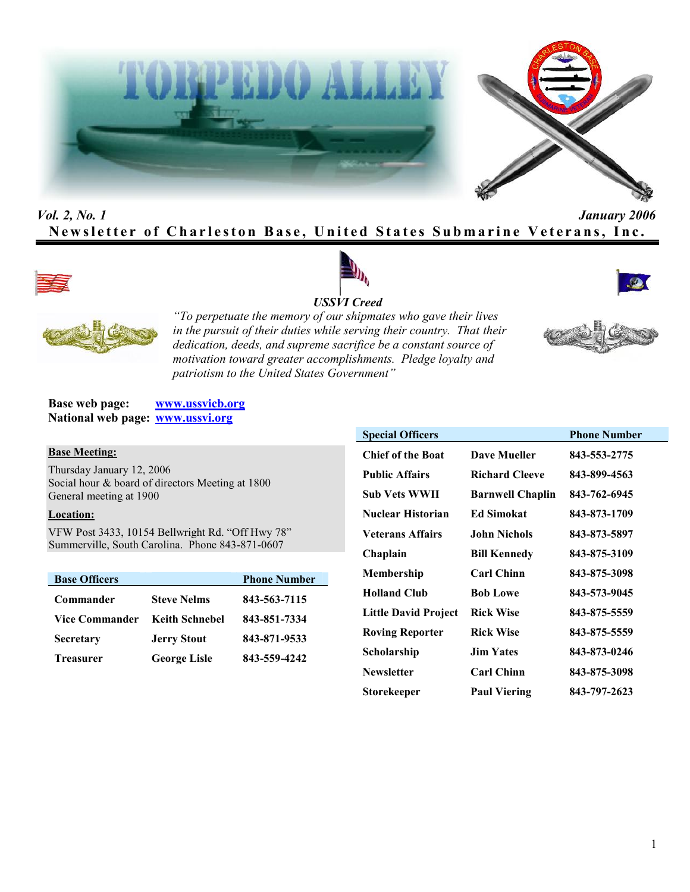# TORPEDO ALLEY

*Vol. 2, No. 1* *January 2006*

**Newsletter of Charleston Base, United States Submarine Veterans, Inc.**

***USSVI Creed***

*"To perpetuate the memory of our shipmates who gave their lives in the pursuit of their duties while serving their country. That their dedication, deeds, and supreme sacrifice be a constant source of motivation toward greater accomplishments. Pledge loyalty and patriotism to the United States Government"*

**Base web page:** www.ussvicb.org
**National web page:** www.ussvi.org

**Base Meeting:**

Thursday January 12, 2006
Social hour & board of directors Meeting at 1800
General meeting at 1900

**Location:**

VFW Post 3433, 10154 Bellwright Rd. "Off Hwy 78"
Summerville, South Carolina. Phone 843-871-0607

| Base Officers | | Phone Number |
|---|---|---|
| Commander | Steve Nelms | 843-563-7115 |
| Vice Commander | Keith Schnebel | 843-851-7334 |
| Secretary | Jerry Stout | 843-871-9533 |
| Treasurer | George Lisle | 843-559-4242 |

| Special Officers | | Phone Number |
|---|---|---|
| Chief of the Boat | Dave Mueller | 843-553-2775 |
| Public Affairs | Richard Cleeve | 843-899-4563 |
| Sub Vets WWII | Barnwell Chaplin | 843-762-6945 |
| Nuclear Historian | Ed Simokat | 843-873-1709 |
| Veterans Affairs | John Nichols | 843-873-5897 |
| Chaplain | Bill Kennedy | 843-875-3109 |
| Membership | Carl Chinn | 843-875-3098 |
| Holland Club | Bob Lowe | 843-573-9045 |
| Little David Project | Rick Wise | 843-875-5559 |
| Roving Reporter | Rick Wise | 843-875-5559 |
| Scholarship | Jim Yates | 843-873-0246 |
| Newsletter | Carl Chinn | 843-875-3098 |
| Storekeeper | Paul Viering | 843-797-2623 |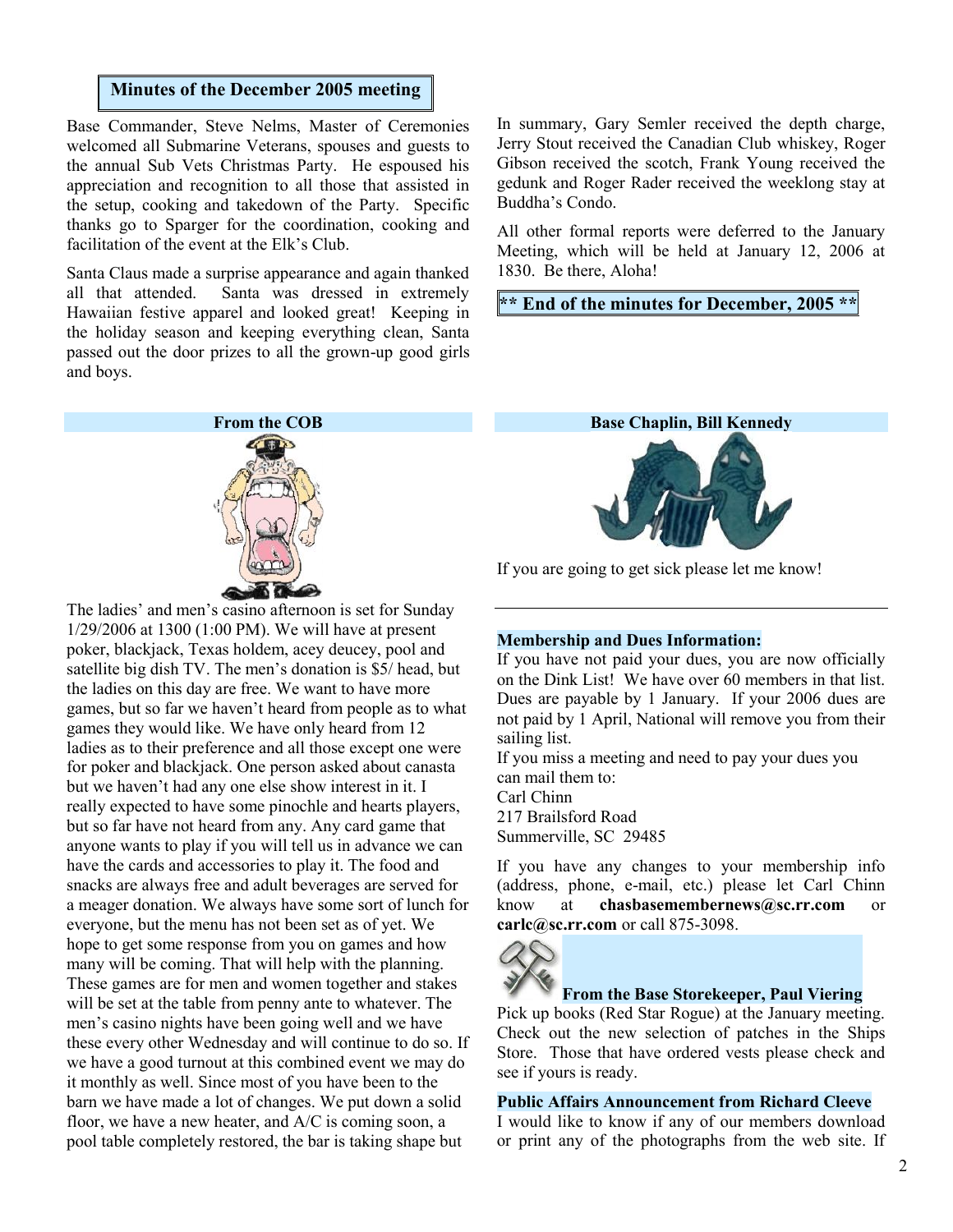## Minutes of the December 2005 meeting

Base Commander, Steve Nelms, Master of Ceremonies welcomed all Submarine Veterans, spouses and guests to the annual Sub Vets Christmas Party. He espoused his appreciation and recognition to all those that assisted in the setup, cooking and takedown of the Party. Specific thanks go to Sparger for the coordination, cooking and facilitation of the event at the Elk's Club.

Santa Claus made a surprise appearance and again thanked all that attended. Santa was dressed in extremely Hawaiian festive apparel and looked great! Keeping in the holiday season and keeping everything clean, Santa passed out the door prizes to all the grown-up good girls and boys.

In summary, Gary Semler received the depth charge, Jerry Stout received the Canadian Club whiskey, Roger Gibson received the scotch, Frank Young received the gedunk and Roger Rader received the weeklong stay at Buddha's Condo.

All other formal reports were deferred to the January Meeting, which will be held at January 12, 2006 at 1830. Be there, Aloha!

**** End of the minutes for December, 2005 ****

### From the COB

The ladies' and men's casino afternoon is set for Sunday 1/29/2006 at 1300 (1:00 PM). We will have at present poker, blackjack, Texas holdem, acey deucey, pool and satellite big dish TV. The men's donation is $5/ head, but the ladies on this day are free. We want to have more games, but so far we haven't heard from people as to what games they would like. We have only heard from 12 ladies as to their preference and all those except one were for poker and blackjack. One person asked about canasta but we haven't had any one else show interest in it. I really expected to have some pinochle and hearts players, but so far have not heard from any. Any card game that anyone wants to play if you will tell us in advance we can have the cards and accessories to play it. The food and snacks are always free and adult beverages are served for a meager donation. We always have some sort of lunch for everyone, but the menu has not been set as of yet. We hope to get some response from you on games and how many will be coming. That will help with the planning. These games are for men and women together and stakes will be set at the table from penny ante to whatever. The men's casino nights have been going well and we have these every other Wednesday and will continue to do so. If we have a good turnout at this combined event we may do it monthly as well. Since most of you have been to the barn we have made a lot of changes. We put down a solid floor, we have a new heater, and A/C is coming soon, a pool table completely restored, the bar is taking shape but

### Base Chaplin, Bill Kennedy

If you are going to get sick please let me know!

### Membership and Dues Information:

If you have not paid your dues, you are now officially on the Dink List! We have over 60 members in that list. Dues are payable by 1 January. If your 2006 dues are not paid by 1 April, National will remove you from their sailing list.

If you miss a meeting and need to pay your dues you can mail them to:
Carl Chinn
217 Brailsford Road
Summerville, SC 29485

If you have any changes to your membership info (address, phone, e-mail, etc.) please let Carl Chinn know at **chasbasemembernews@sc.rr.com** or **carlc@sc.rr.com** or call 875-3098.

### From the Base Storekeeper, Paul Viering

Pick up books (Red Star Rogue) at the January meeting. Check out the new selection of patches in the Ships Store. Those that have ordered vests please check and see if yours is ready.

### Public Affairs Announcement from Richard Cleeve

I would like to know if any of our members download or print any of the photographs from the web site. If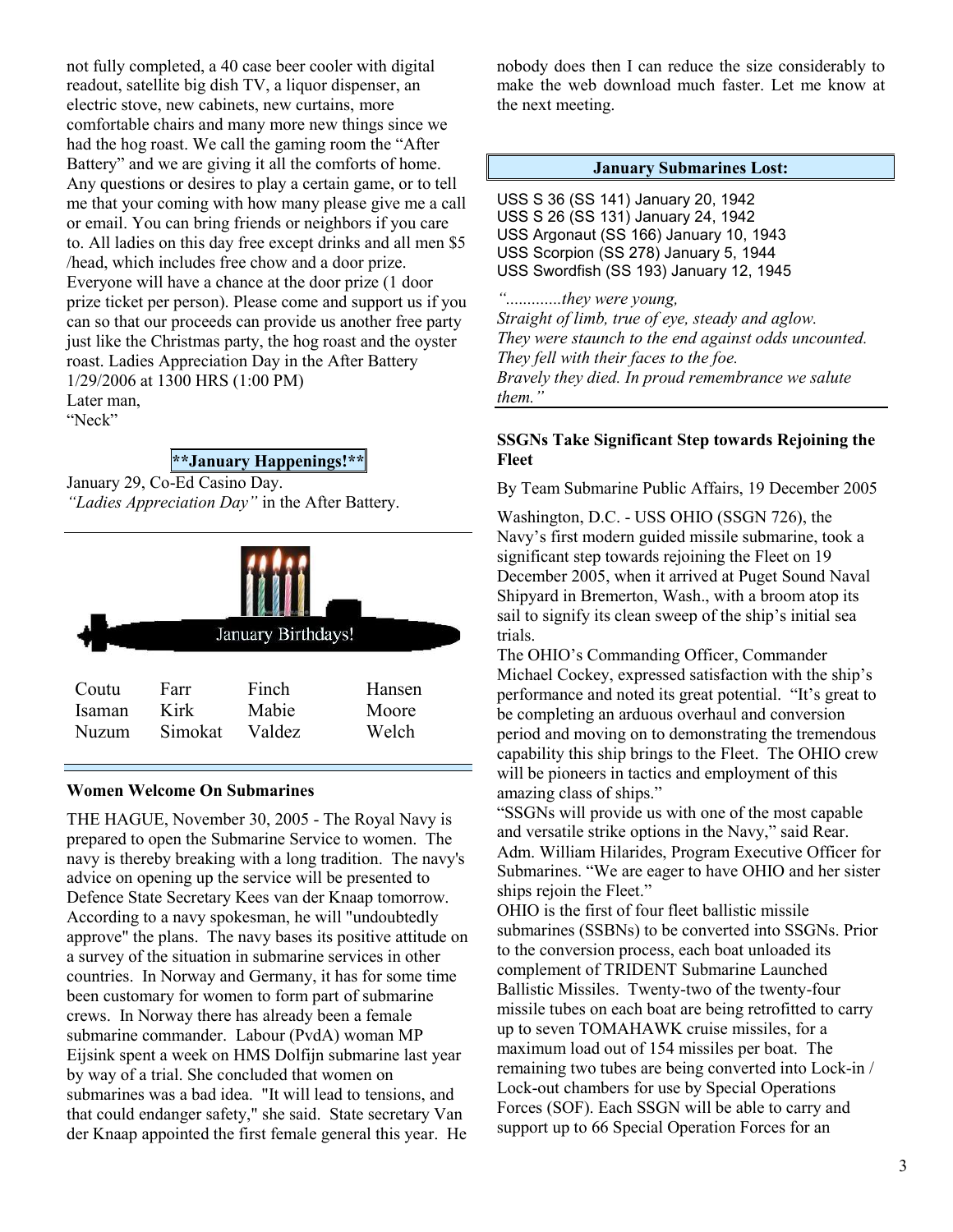not fully completed, a 40 case beer cooler with digital readout, satellite big dish TV, a liquor dispenser, an electric stove, new cabinets, new curtains, more comfortable chairs and many more new things since we had the hog roast. We call the gaming room the "After Battery" and we are giving it all the comforts of home. Any questions or desires to play a certain game, or to tell me that your coming with how many please give me a call or email. You can bring friends or neighbors if you care to. All ladies on this day free except drinks and all men $5 /head, which includes free chow and a door prize. Everyone will have a chance at the door prize (1 door prize ticket per person). Please come and support us if you can so that our proceeds can provide us another free party just like the Christmas party, the hog roast and the oyster roast. Ladies Appreciation Day in the After Battery 1/29/2006 at 1300 HRS (1:00 PM)
Later man,
"Neck"

**January Happenings!**

January 29, Co-Ed Casino Day.
*"Ladies Appreciation Day"* in the After Battery.

January Birthdays!

| Coutu | Farr | Finch | Hansen |
|---|---|---|---|
| Isaman | Kirk | Mabie | Moore |
| Nuzum | Simokat | Valdez | Welch |

### Women Welcome On Submarines

THE HAGUE, November 30, 2005 - The Royal Navy is prepared to open the Submarine Service to women. The navy is thereby breaking with a long tradition. The navy's advice on opening up the service will be presented to Defence State Secretary Kees van der Knaap tomorrow. According to a navy spokesman, he will "undoubtedly approve" the plans. The navy bases its positive attitude on a survey of the situation in submarine services in other countries. In Norway and Germany, it has for some time been customary for women to form part of submarine crews. In Norway there has already been a female submarine commander. Labour (PvdA) woman MP Eijsink spent a week on HMS Dolfijn submarine last year by way of a trial. She concluded that women on submarines was a bad idea. "It will lead to tensions, and that could endanger safety," she said. State secretary Van der Knaap appointed the first female general this year. He nobody does then I can reduce the size considerably to make the web download much faster. Let me know at the next meeting.

**January Submarines Lost:**

USS S 36 (SS 141) January 20, 1942
USS S 26 (SS 131) January 24, 1942
USS Argonaut (SS 166) January 10, 1943
USS Scorpion (SS 278) January 5, 1944
USS Swordfish (SS 193) January 12, 1945

*"............they were young,
Straight of limb, true of eye, steady and aglow.
They were staunch to the end against odds uncounted.
They fell with their faces to the foe.
Bravely they died. In proud remembrance we salute them."*

### SSGNs Take Significant Step towards Rejoining the Fleet

By Team Submarine Public Affairs, 19 December 2005

Washington, D.C. - USS OHIO (SSGN 726), the Navy's first modern guided missile submarine, took a significant step towards rejoining the Fleet on 19 December 2005, when it arrived at Puget Sound Naval Shipyard in Bremerton, Wash., with a broom atop its sail to signify its clean sweep of the ship's initial sea trials.

The OHIO's Commanding Officer, Commander Michael Cockey, expressed satisfaction with the ship's performance and noted its great potential. "It's great to be completing an arduous overhaul and conversion period and moving on to demonstrating the tremendous capability this ship brings to the Fleet. The OHIO crew will be pioneers in tactics and employment of this amazing class of ships."

"SSGNs will provide us with one of the most capable and versatile strike options in the Navy," said Rear. Adm. William Hilarides, Program Executive Officer for Submarines. "We are eager to have OHIO and her sister ships rejoin the Fleet."

OHIO is the first of four fleet ballistic missile submarines (SSBNs) to be converted into SSGNs. Prior to the conversion process, each boat unloaded its complement of TRIDENT Submarine Launched Ballistic Missiles. Twenty-two of the twenty-four missile tubes on each boat are being retrofitted to carry up to seven TOMAHAWK cruise missiles, for a maximum load out of 154 missiles per boat. The remaining two tubes are being converted into Lock-in / Lock-out chambers for use by Special Operations Forces (SOF). Each SSGN will be able to carry and support up to 66 Special Operation Forces for an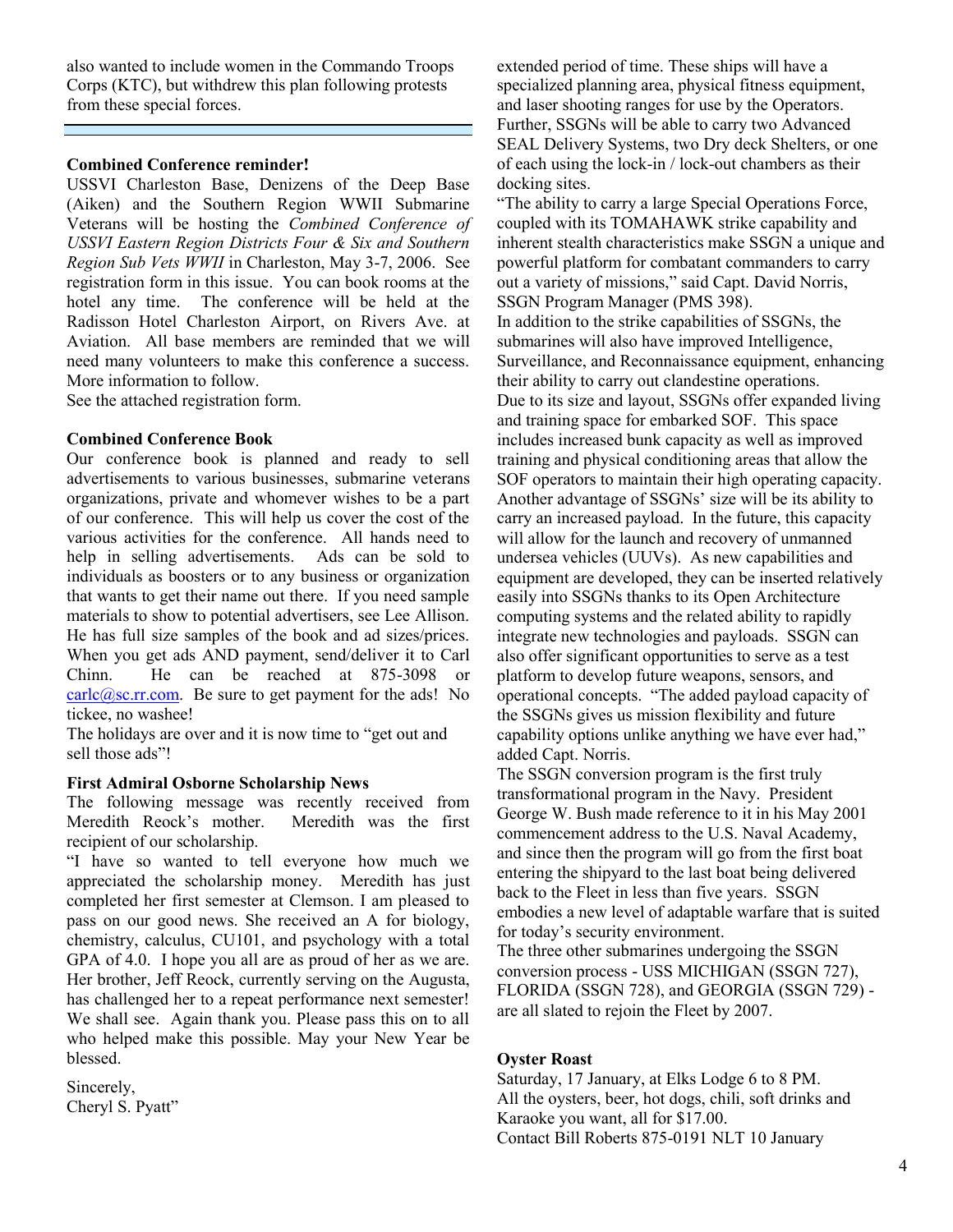also wanted to include women in the Commando Troops Corps (KTC), but withdrew this plan following protests from these special forces.

---

**Combined Conference reminder!**

USSVI Charleston Base, Denizens of the Deep Base (Aiken) and the Southern Region WWII Submarine Veterans will be hosting the *Combined Conference of USSVI Eastern Region Districts Four & Six and Southern Region Sub Vets WWII* in Charleston, May 3-7, 2006. See registration form in this issue. You can book rooms at the hotel any time. The conference will be held at the Radisson Hotel Charleston Airport, on Rivers Ave. at Aviation. All base members are reminded that we will need many volunteers to make this conference a success. More information to follow.

See the attached registration form.

**Combined Conference Book**

Our conference book is planned and ready to sell advertisements to various businesses, submarine veterans organizations, private and whomever wishes to be a part of our conference. This will help us cover the cost of the various activities for the conference. All hands need to help in selling advertisements. Ads can be sold to individuals as boosters or to any business or organization that wants to get their name out there. If you need sample materials to show to potential advertisers, see Lee Allison. He has full size samples of the book and ad sizes/prices. When you get ads AND payment, send/deliver it to Carl Chinn. He can be reached at 875-3098 or carlc@sc.rr.com. Be sure to get payment for the ads! No tickee, no washee!

The holidays are over and it is now time to "get out and sell those ads"!

**First Admiral Osborne Scholarship News**

The following message was recently received from Meredith Reock's mother. Meredith was the first recipient of our scholarship.

"I have so wanted to tell everyone how much we appreciated the scholarship money. Meredith has just completed her first semester at Clemson. I am pleased to pass on our good news. She received an A for biology, chemistry, calculus, CU101, and psychology with a total GPA of 4.0. I hope you all are as proud of her as we are. Her brother, Jeff Reock, currently serving on the Augusta, has challenged her to a repeat performance next semester! We shall see. Again thank you. Please pass this on to all who helped make this possible. May your New Year be blessed.

Sincerely,
Cheryl S. Pyatt"

extended period of time. These ships will have a specialized planning area, physical fitness equipment, and laser shooting ranges for use by the Operators. Further, SSGNs will be able to carry two Advanced SEAL Delivery Systems, two Dry deck Shelters, or one of each using the lock-in / lock-out chambers as their docking sites.

"The ability to carry a large Special Operations Force, coupled with its TOMAHAWK strike capability and inherent stealth characteristics make SSGN a unique and powerful platform for combatant commanders to carry out a variety of missions," said Capt. David Norris, SSGN Program Manager (PMS 398).

In addition to the strike capabilities of SSGNs, the submarines will also have improved Intelligence, Surveillance, and Reconnaissance equipment, enhancing their ability to carry out clandestine operations.

Due to its size and layout, SSGNs offer expanded living and training space for embarked SOF. This space includes increased bunk capacity as well as improved training and physical conditioning areas that allow the SOF operators to maintain their high operating capacity. Another advantage of SSGNs' size will be its ability to carry an increased payload. In the future, this capacity will allow for the launch and recovery of unmanned undersea vehicles (UUVs). As new capabilities and equipment are developed, they can be inserted relatively easily into SSGNs thanks to its Open Architecture computing systems and the related ability to rapidly integrate new technologies and payloads. SSGN can also offer significant opportunities to serve as a test platform to develop future weapons, sensors, and operational concepts. "The added payload capacity of the SSGNs gives us mission flexibility and future capability options unlike anything we have ever had," added Capt. Norris.

The SSGN conversion program is the first truly transformational program in the Navy. President George W. Bush made reference to it in his May 2001 commencement address to the U.S. Naval Academy, and since then the program will go from the first boat entering the shipyard to the last boat being delivered back to the Fleet in less than five years. SSGN embodies a new level of adaptable warfare that is suited for today's security environment.

The three other submarines undergoing the SSGN conversion process - USS MICHIGAN (SSGN 727), FLORIDA (SSGN 728), and GEORGIA (SSGN 729) - are all slated to rejoin the Fleet by 2007.

**Oyster Roast**

Saturday, 17 January, at Elks Lodge 6 to 8 PM.
All the oysters, beer, hot dogs, chili, soft drinks and Karaoke you want, all for $17.00.
Contact Bill Roberts 875-0191 NLT 10 January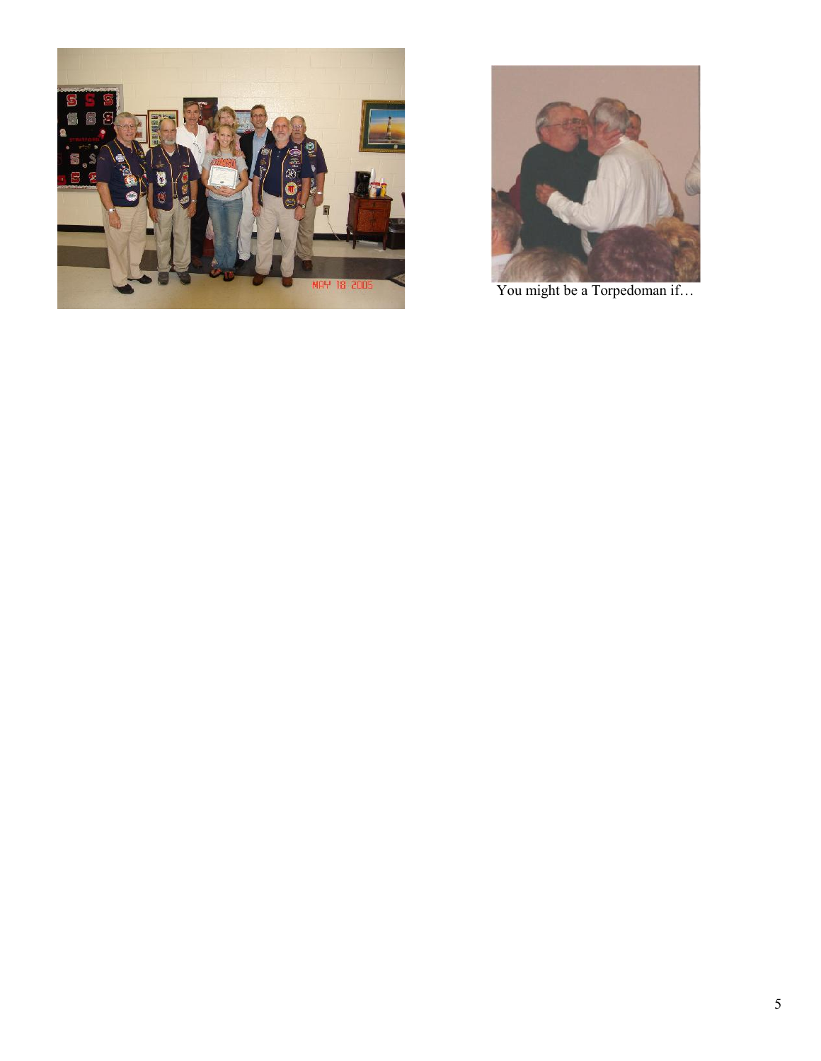You might be a Torpedoman if…